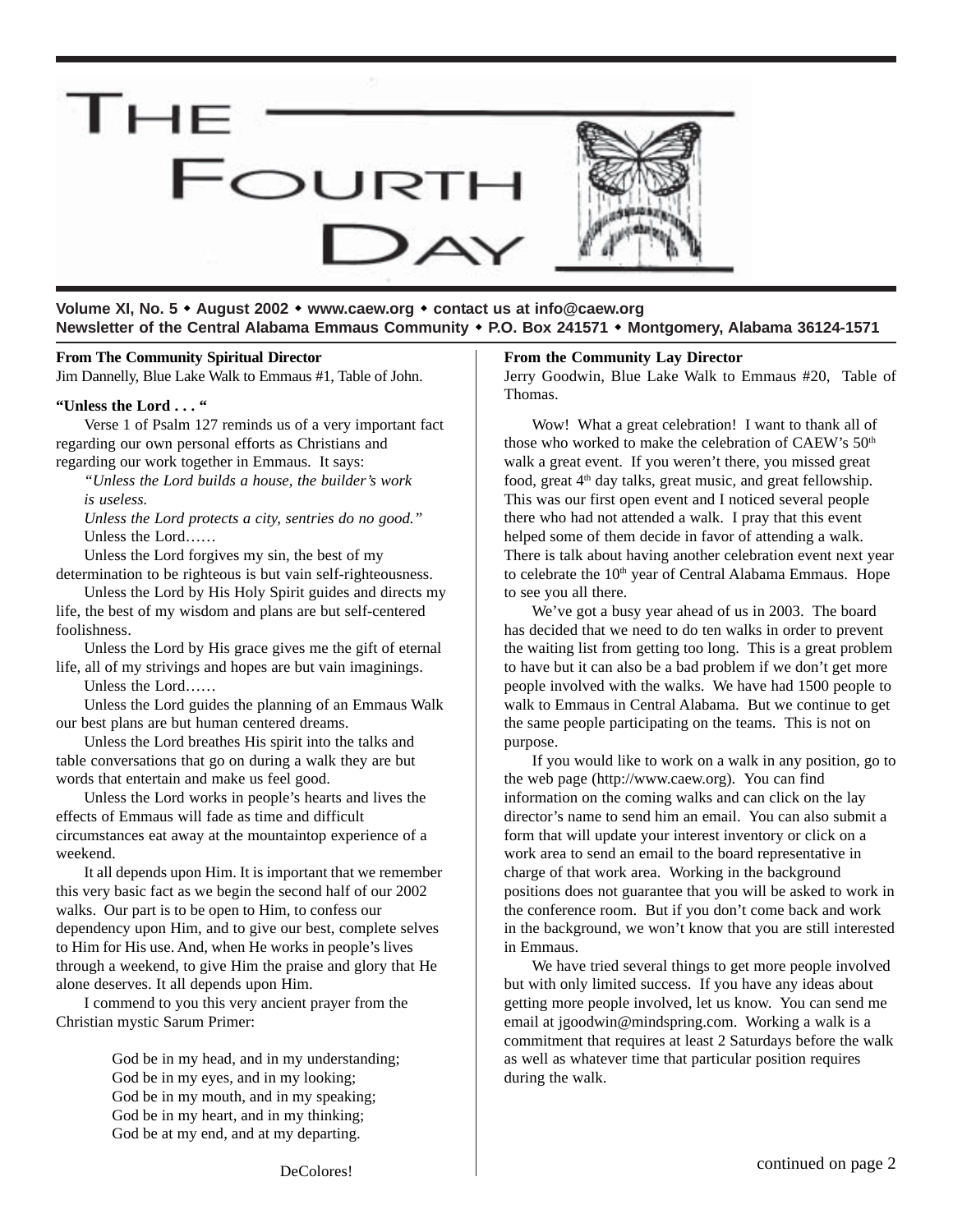# The Fourth Day

**Volume XI, No. 5 • August 2002 • www.caew.org • contact us at info@caew.org**
**Newsletter of the Central Alabama Emmaus Community • P.O. Box 241571 • Montgomery, Alabama 36124-1571**

**From The Community Spiritual Director**
Jim Dannelly, Blue Lake Walk to Emmaus #1, Table of John.

**"Unless the Lord . . . "**

Verse 1 of Psalm 127 reminds us of a very important fact regarding our own personal efforts as Christians and regarding our work together in Emmaus. It says:

*"Unless the Lord builds a house, the builder's work is useless.*
*Unless the Lord protects a city, sentries do no good."*

Unless the Lord……

Unless the Lord forgives my sin, the best of my determination to be righteous is but vain self-righteousness.

Unless the Lord by His Holy Spirit guides and directs my life, the best of my wisdom and plans are but self-centered foolishness.

Unless the Lord by His grace gives me the gift of eternal life, all of my strivings and hopes are but vain imaginings.

Unless the Lord……

Unless the Lord guides the planning of an Emmaus Walk our best plans are but human centered dreams.

Unless the Lord breathes His spirit into the talks and table conversations that go on during a walk they are but words that entertain and make us feel good.

Unless the Lord works in people's hearts and lives the effects of Emmaus will fade as time and difficult circumstances eat away at the mountaintop experience of a weekend.

It all depends upon Him. It is important that we remember this very basic fact as we begin the second half of our 2002 walks. Our part is to be open to Him, to confess our dependency upon Him, and to give our best, complete selves to Him for His use. And, when He works in people's lives through a weekend, to give Him the praise and glory that He alone deserves. It all depends upon Him.

I commend to you this very ancient prayer from the Christian mystic Sarum Primer:

> God be in my head, and in my understanding;
> God be in my eyes, and in my looking;
> God be in my mouth, and in my speaking;
> God be in my heart, and in my thinking;
> God be at my end, and at my departing.

DeColores!

**From the Community Lay Director**
Jerry Goodwin, Blue Lake Walk to Emmaus #20, Table of Thomas.

Wow! What a great celebration! I want to thank all of those who worked to make the celebration of CAEW's 50th walk a great event. If you weren't there, you missed great food, great 4th day talks, great music, and great fellowship. This was our first open event and I noticed several people there who had not attended a walk. I pray that this event helped some of them decide in favor of attending a walk. There is talk about having another celebration event next year to celebrate the 10th year of Central Alabama Emmaus. Hope to see you all there.

We've got a busy year ahead of us in 2003. The board has decided that we need to do ten walks in order to prevent the waiting list from getting too long. This is a great problem to have but it can also be a bad problem if we don't get more people involved with the walks. We have had 1500 people to walk to Emmaus in Central Alabama. But we continue to get the same people participating on the teams. This is not on purpose.

If you would like to work on a walk in any position, go to the web page (http://www.caew.org). You can find information on the coming walks and can click on the lay director's name to send him an email. You can also submit a form that will update your interest inventory or click on a work area to send an email to the board representative in charge of that work area. Working in the background positions does not guarantee that you will be asked to work in the conference room. But if you don't come back and work in the background, we won't know that you are still interested in Emmaus.

We have tried several things to get more people involved but with only limited success. If you have any ideas about getting more people involved, let us know. You can send me email at jgoodwin@mindspring.com. Working a walk is a commitment that requires at least 2 Saturdays before the walk as well as whatever time that particular position requires during the walk.

continued on page 2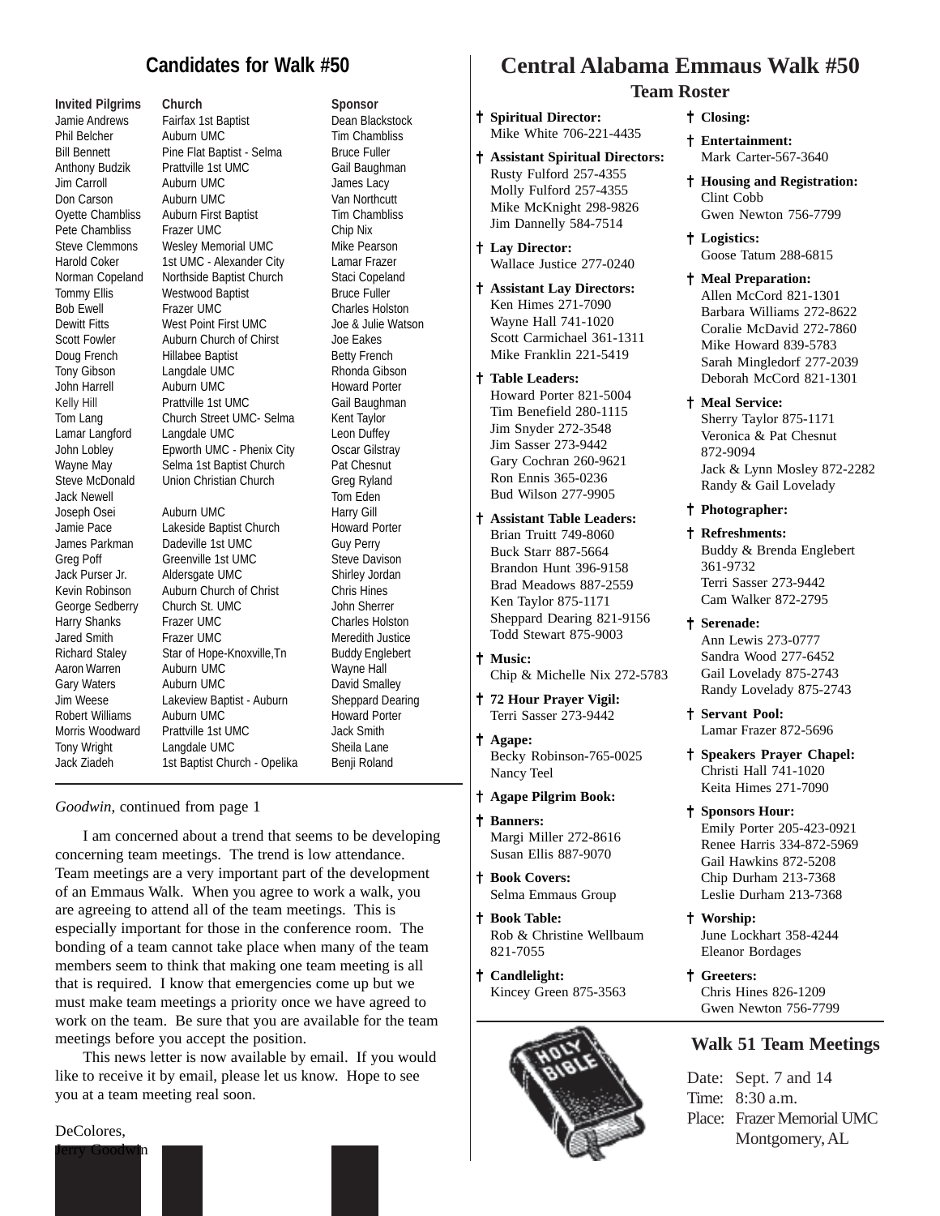## Candidates for Walk #50

| Invited Pilgrims | Church | Sponsor |
|---|---|---|
| Jamie Andrews | Fairfax 1st Baptist | Dean Blackstock |
| Phil Belcher | Auburn UMC | Tim Chambliss |
| Bill Bennett | Pine Flat Baptist - Selma | Bruce Fuller |
| Anthony Budzik | Prattville 1st UMC | Gail Baughman |
| Jim Carroll | Auburn UMC | James Lacy |
| Don Carson | Auburn UMC | Van Northcutt |
| Oyette Chambliss | Auburn First Baptist | Tim Chambliss |
| Pete Chambliss | Frazer UMC | Chip Nix |
| Steve Clemmons | Wesley Memorial UMC | Mike Pearson |
| Harold Coker | 1st UMC - Alexander City | Lamar Frazer |
| Norman Copeland | Northside Baptist Church | Staci Copeland |
| Tommy Ellis | Westwood Baptist | Bruce Fuller |
| Bob Ewell | Frazer UMC | Charles Holston |
| Dewitt Fitts | West Point First UMC | Joe & Julie Watson |
| Scott Fowler | Auburn Church of Chirst | Joe Eakes |
| Doug French | Hillabee Baptist | Betty French |
| Tony Gibson | Langdale UMC | Rhonda Gibson |
| John Harrell | Auburn UMC | Howard Porter |
| Kelly Hill | Prattville 1st UMC | Gail Baughman |
| Tom Lang | Church Street UMC- Selma | Kent Taylor |
| Lamar Langford | Langdale UMC | Leon Duffey |
| John Lobley | Epworth UMC - Phenix City | Oscar Gilstray |
| Wayne May | Selma 1st Baptist Church | Pat Chesnut |
| Steve McDonald | Union Christian Church | Greg Ryland |
| Jack Newell | | Tom Eden |
| Joseph Osei | Auburn UMC | Harry Gill |
| Jamie Pace | Lakeside Baptist Church | Howard Porter |
| James Parkman | Dadeville 1st UMC | Guy Perry |
| Greg Poff | Greenville 1st UMC | Steve Davison |
| Jack Purser Jr. | Aldersgate UMC | Shirley Jordan |
| Kevin Robinson | Auburn Church of Christ | Chris Hines |
| George Sedberry | Church St. UMC | John Sherrer |
| Harry Shanks | Frazer UMC | Charles Holston |
| Jared Smith | Frazer UMC | Meredith Justice |
| Richard Staley | Star of Hope-Knoxville,Tn | Buddy Englebert |
| Aaron Warren | Auburn UMC | Wayne Hall |
| Gary Waters | Auburn UMC | David Smalley |
| Jim Weese | Lakeview Baptist - Auburn | Sheppard Dearing |
| Robert Williams | Auburn UMC | Howard Porter |
| Morris Woodward | Prattville 1st UMC | Jack Smith |
| Tony Wright | Langdale UMC | Sheila Lane |
| Jack Ziadeh | 1st Baptist Church - Opelika | Benji Roland |

*Goodwin,* continued from page 1

I am concerned about a trend that seems to be developing concerning team meetings. The trend is low attendance. Team meetings are a very important part of the development of an Emmaus Walk. When you agree to work a walk, you are agreeing to attend all of the team meetings. This is especially important for those in the conference room. The bonding of a team cannot take place when many of the team members seem to think that making one team meeting is all that is required. I know that emergencies come up but we must make team meetings a priority once we have agreed to work on the team. Be sure that you are available for the team meetings before you accept the position.

This news letter is now available by email. If you would like to receive it by email, please let us know. Hope to see you at a team meeting real soon.

DeColores,
Jerry Goodwin

# Central Alabama Emmaus Walk #50

## Team Roster

† **Spiritual Director:**
Mike White 706-221-4435

† **Assistant Spiritual Directors:**
Rusty Fulford 257-4355
Molly Fulford 257-4355
Mike McKnight 298-9826
Jim Dannelly 584-7514

† **Lay Director:**
Wallace Justice 277-0240

† **Assistant Lay Directors:**
Ken Himes 271-7090
Wayne Hall 741-1020
Scott Carmichael 361-1311
Mike Franklin 221-5419

† **Table Leaders:**
Howard Porter 821-5004
Tim Benefield 280-1115
Jim Snyder 272-3548
Jim Sasser 273-9442
Gary Cochran 260-9621
Ron Ennis 365-0236
Bud Wilson 277-9905

† **Assistant Table Leaders:**
Brian Truitt 749-8060
Buck Starr 887-5664
Brandon Hunt 396-9158
Brad Meadows 887-2559
Ken Taylor 875-1171
Sheppard Dearing 821-9156
Todd Stewart 875-9003

† **Music:**
Chip & Michelle Nix 272-5783

† **72 Hour Prayer Vigil:**
Terri Sasser 273-9442

† **Agape:**
Becky Robinson-765-0025
Nancy Teel

† **Agape Pilgrim Book:**

† **Banners:**
Margi Miller 272-8616
Susan Ellis 887-9070

† **Book Covers:**
Selma Emmaus Group

† **Book Table:**
Rob & Christine Wellbaum 821-7055

† **Candlelight:**
Kincey Green 875-3563

† **Closing:**

† **Entertainment:**
Mark Carter-567-3640

† **Housing and Registration:**
Clint Cobb
Gwen Newton 756-7799

† **Logistics:**
Goose Tatum 288-6815

† **Meal Preparation:**
Allen McCord 821-1301
Barbara Williams 272-8622
Coralie McDavid 272-7860
Mike Howard 839-5783
Sarah Mingledorf 277-2039
Deborah McCord 821-1301

† **Meal Service:**
Sherry Taylor 875-1171
Veronica & Pat Chesnut 872-9094
Jack & Lynn Mosley 872-2282
Randy & Gail Lovelady

† **Photographer:**

† **Refreshments:**
Buddy & Brenda Englebert 361-9732
Terri Sasser 273-9442
Cam Walker 872-2795

† **Serenade:**
Ann Lewis 273-0777
Sandra Wood 277-6452
Gail Lovelady 875-2743
Randy Lovelady 875-2743

† **Servant Pool:**
Lamar Frazer 872-5696

† **Speakers Prayer Chapel:**
Christi Hall 741-1020
Keita Himes 271-7090

† **Sponsors Hour:**
Emily Porter 205-423-0921
Renee Harris 334-872-5969
Gail Hawkins 872-5208
Chip Durham 213-7368
Leslie Durham 213-7368

† **Worship:**
June Lockhart 358-4244
Eleanor Bordages

† **Greeters:**
Chris Hines 826-1209
Gwen Newton 756-7799

## Walk 51 Team Meetings

Date: Sept. 7 and 14
Time: 8:30 a.m.
Place: Frazer Memorial UMC
Montgomery, AL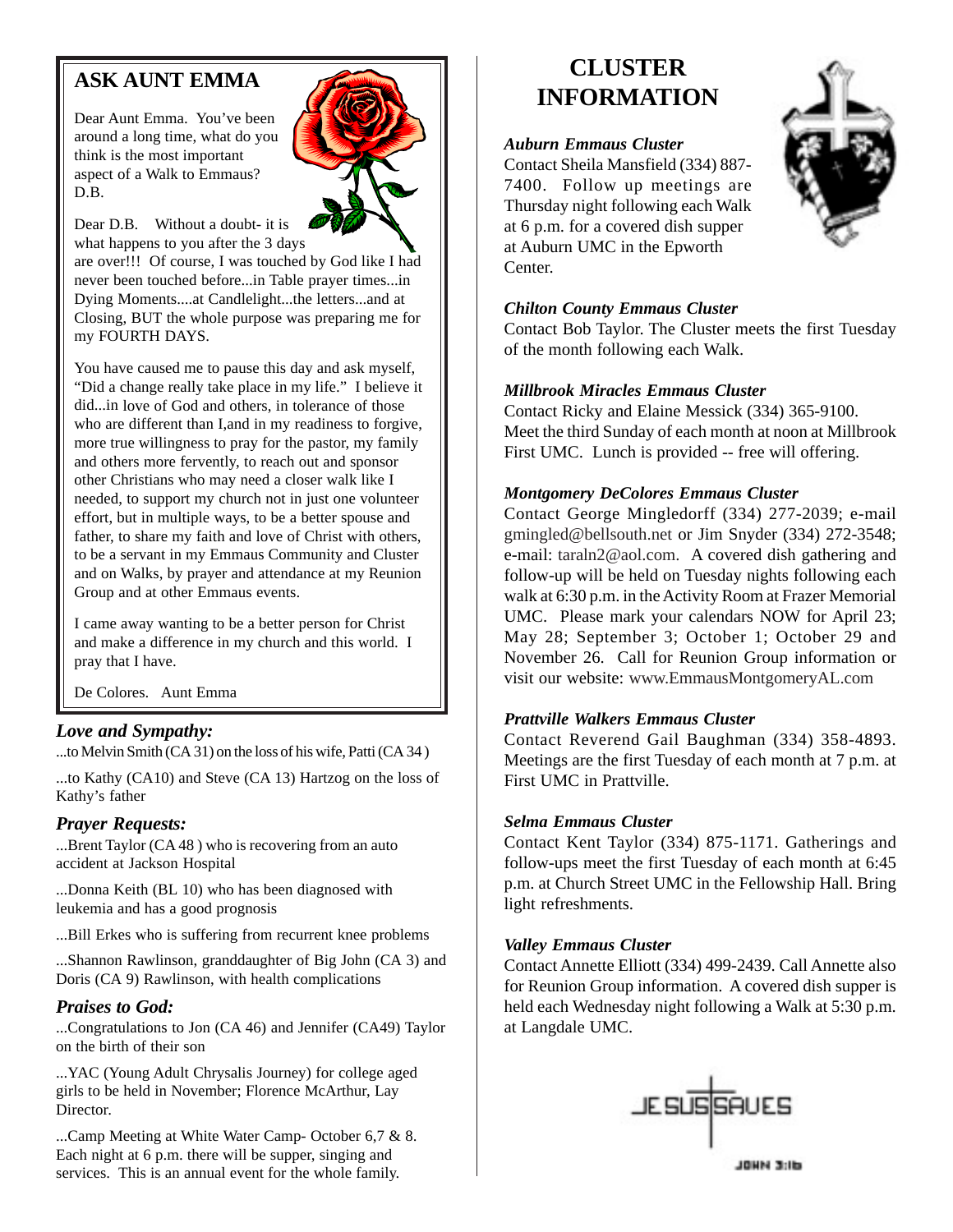## ASK AUNT EMMA

Dear Aunt Emma. You've been around a long time, what do you think is the most important aspect of a Walk to Emmaus? D.B.

Dear D.B. Without a doubt- it is what happens to you after the 3 days are over!!! Of course, I was touched by God like I had never been touched before...in Table prayer times...in Dying Moments....at Candlelight...the letters...and at Closing, BUT the whole purpose was preparing me for my FOURTH DAYS.

You have caused me to pause this day and ask myself, "Did a change really take place in my life." I believe it did...in love of God and others, in tolerance of those who are different than I,and in my readiness to forgive, more true willingness to pray for the pastor, my family and others more fervently, to reach out and sponsor other Christians who may need a closer walk like I needed, to support my church not in just one volunteer effort, but in multiple ways, to be a better spouse and father, to share my faith and love of Christ with others, to be a servant in my Emmaus Community and Cluster and on Walks, by prayer and attendance at my Reunion Group and at other Emmaus events.

I came away wanting to be a better person for Christ and make a difference in my church and this world. I pray that I have.

De Colores. Aunt Emma

### *Love and Sympathy:*

...to Melvin Smith (CA 31) on the loss of his wife, Patti (CA 34 )

...to Kathy (CA10) and Steve (CA 13) Hartzog on the loss of Kathy's father

### *Prayer Requests:*

...Brent Taylor (CA 48 ) who is recovering from an auto accident at Jackson Hospital

...Donna Keith (BL 10) who has been diagnosed with leukemia and has a good prognosis

...Bill Erkes who is suffering from recurrent knee problems

...Shannon Rawlinson, granddaughter of Big John (CA 3) and Doris (CA 9) Rawlinson, with health complications

### *Praises to God:*

...Congratulations to Jon (CA 46) and Jennifer (CA49) Taylor on the birth of their son

...YAC (Young Adult Chrysalis Journey) for college aged girls to be held in November; Florence McArthur, Lay Director.

...Camp Meeting at White Water Camp- October 6,7 & 8. Each night at 6 p.m. there will be supper, singing and services. This is an annual event for the whole family.

## CLUSTER INFORMATION

***Auburn Emmaus Cluster***
Contact Sheila Mansfield (334) 887-7400. Follow up meetings are Thursday night following each Walk at 6 p.m. for a covered dish supper at Auburn UMC in the Epworth Center.

***Chilton County Emmaus Cluster***
Contact Bob Taylor. The Cluster meets the first Tuesday of the month following each Walk.

***Millbrook Miracles Emmaus Cluster***
Contact Ricky and Elaine Messick (334) 365-9100. Meet the third Sunday of each month at noon at Millbrook First UMC. Lunch is provided -- free will offering.

***Montgomery DeColores Emmaus Cluster***
Contact George Mingledorff (334) 277-2039; e-mail gmingled@bellsouth.net or Jim Snyder (334) 272-3548; e-mail: taraln2@aol.com. A covered dish gathering and follow-up will be held on Tuesday nights following each walk at 6:30 p.m. in the Activity Room at Frazer Memorial UMC. Please mark your calendars NOW for April 23; May 28; September 3; October 1; October 29 and November 26. Call for Reunion Group information or visit our website: www.EmmausMontgomeryAL.com

***Prattville Walkers Emmaus Cluster***
Contact Reverend Gail Baughman (334) 358-4893. Meetings are the first Tuesday of each month at 7 p.m. at First UMC in Prattville.

***Selma Emmaus Cluster***
Contact Kent Taylor (334) 875-1171. Gatherings and follow-ups meet the first Tuesday of each month at 6:45 p.m. at Church Street UMC in the Fellowship Hall. Bring light refreshments.

***Valley Emmaus Cluster***
Contact Annette Elliott (334) 499-2439. Call Annette also for Reunion Group information. A covered dish supper is held each Wednesday night following a Walk at 5:30 p.m. at Langdale UMC.

JESUS SAVES
JOHN 3:16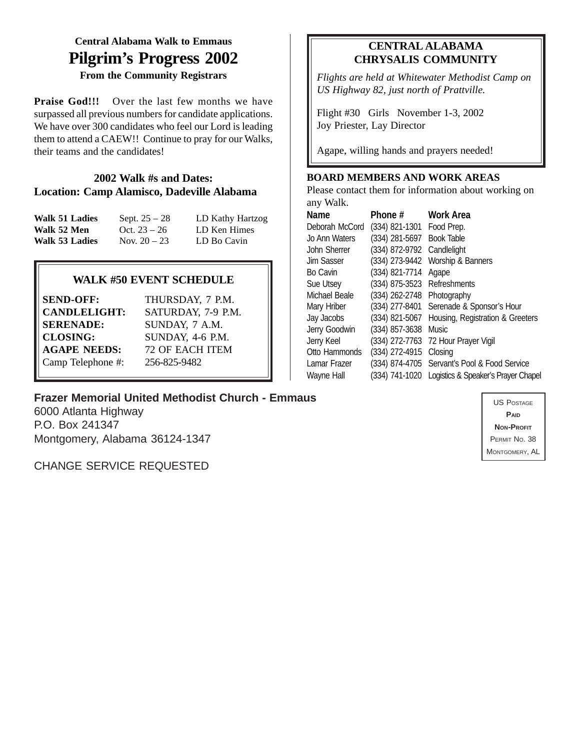**Central Alabama Walk to Emmaus**

# Pilgrim's Progress 2002

**From the Community Registrars**

**Praise God!!!** Over the last few months we have surpassed all previous numbers for candidate applications. We have over 300 candidates who feel our Lord is leading them to attend a CAEW!! Continue to pray for our Walks, their teams and the candidates!

## 2002 Walk #s and Dates:
## Location: Camp Alamisco, Dadeville Alabama

| | | |
|---|---|---|
| **Walk 51 Ladies** | Sept. 25 – 28 | LD Kathy Hartzog |
| **Walk 52 Men** | Oct. 23 – 26 | LD Ken Himes |
| **Walk 53 Ladies** | Nov. 20 – 23 | LD Bo Cavin |

### WALK #50 EVENT SCHEDULE

| | |
|---|---|
| **SEND-OFF:** | THURSDAY, 7 P.M. |
| **CANDLELIGHT:** | SATURDAY, 7-9 P.M. |
| **SERENADE:** | SUNDAY, 7 A.M. |
| **CLOSING:** | SUNDAY, 4-6 P.M. |
| **AGAPE NEEDS:** | 72 OF EACH ITEM |
| Camp Telephone #: | 256-825-9482 |

### CENTRAL ALABAMA CHRYSALIS COMMUNITY

*Flights are held at Whitewater Methodist Camp on US Highway 82, just north of Prattville.*

Flight #30 Girls November 1-3, 2002
Joy Priester, Lay Director

Agape, willing hands and prayers needed!

### BOARD MEMBERS AND WORK AREAS

Please contact them for information about working on any Walk.

| Name | Phone # | Work Area |
|---|---|---|
| Deborah McCord | (334) 821-1301 | Food Prep. |
| Jo Ann Waters | (334) 281-5697 | Book Table |
| John Sherrer | (334) 872-9792 | Candlelight |
| Jim Sasser | (334) 273-9442 | Worship & Banners |
| Bo Cavin | (334) 821-7714 | Agape |
| Sue Utsey | (334) 875-3523 | Refreshments |
| Michael Beale | (334) 262-2748 | Photography |
| Mary Hriber | (334) 277-8401 | Serenade & Sponsor's Hour |
| Jay Jacobs | (334) 821-5067 | Housing, Registration & Greeters |
| Jerry Goodwin | (334) 857-3638 | Music |
| Jerry Keel | (334) 272-7763 | 72 Hour Prayer Vigil |
| Otto Hammonds | (334) 272-4915 | Closing |
| Lamar Frazer | (334) 874-4705 | Servant's Pool & Food Service |
| Wayne Hall | (334) 741-1020 | Logistics & Speaker's Prayer Chapel |

**Frazer Memorial United Methodist Church - Emmaus**
6000 Atlanta Highway
P.O. Box 241347
Montgomery, Alabama 36124-1347

CHANGE SERVICE REQUESTED

US POSTAGE
**PAID**
**NON-PROFIT**
PERMIT NO. 38
MONTGOMERY, AL